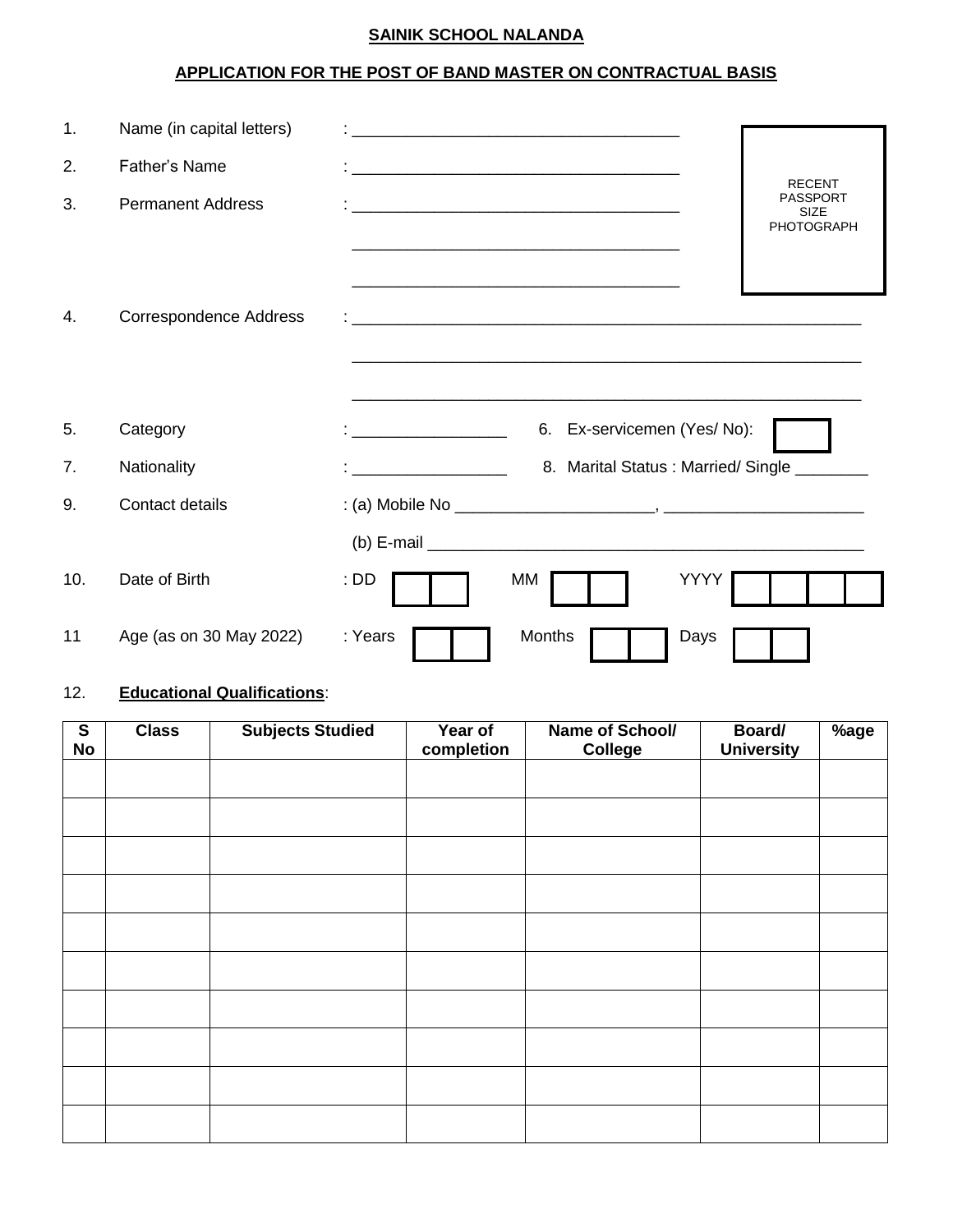**SAINIK SCHOOL NALANDA**

**APPLICATION FOR THE POST OF BAND MASTER ON CONTRACTUAL BASIS**

1. Name (in capital letters) : ____________________________________

2. Father's Name : ____________________________________

3. Permanent Address : ____________________________________
____________________________________
____________________________________

RECENT PASSPORT SIZE PHOTOGRAPH

4. Correspondence Address : ________________________________________________________
________________________________________________________
________________________________________________________

5. Category : ________________ 6. Ex-servicemen (Yes/ No): [ ]

7. Nationality : ________________ 8. Marital Status : Married/ Single ________

9. Contact details : (a) Mobile No _____________________, _____________________
(b) E-mail _______________________________________________

10. Date of Birth : DD [ ][ ] MM [ ][ ] YYYY [ ][ ][ ][ ]

11 Age (as on 30 May 2022) : Years [ ][ ] Months [ ][ ] Days [ ][ ]

12. **Educational Qualifications**:

| S No | Class | Subjects Studied | Year of completion | Name of School/ College | Board/ University | %age |
|---|---|---|---|---|---|---|
| | | | | | | |
| | | | | | | |
| | | | | | | |
| | | | | | | |
| | | | | | | |
| | | | | | | |
| | | | | | | |
| | | | | | | |
| | | | | | | |
| | | | | | | |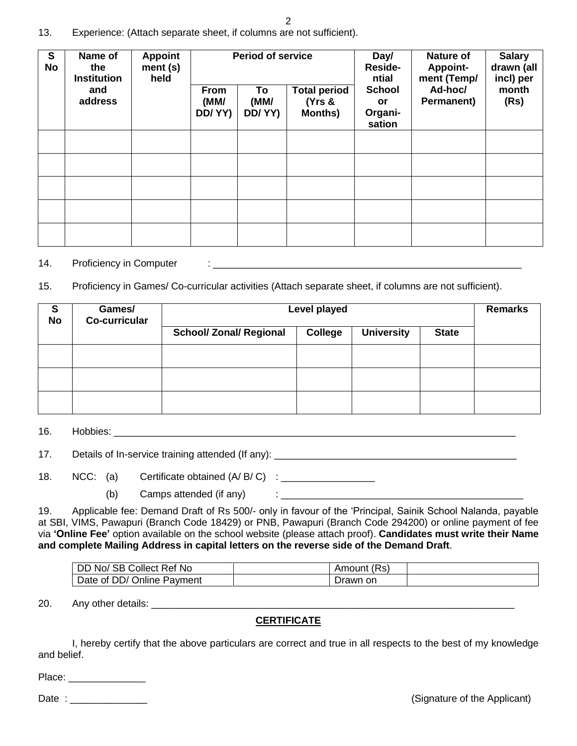13. Experience: (Attach separate sheet, if columns are not sufficient).

| S No | Name of the Institution and address | Appoint ment (s) held | Period of service | | | Day/ Reside-ntial School or Organi-sation | Nature of Appoint-ment (Temp/ Ad-hoc/ Permanent) | Salary drawn (all incl) per month (Rs) |
|---|---|---|---|---|---|---|---|---|
| | | | From (MM/ DD/ YY) | To (MM/ DD/ YY) | Total period (Yrs & Months) | | | |
| | | | | | | | | |
| | | | | | | | | |
| | | | | | | | | |
| | | | | | | | | |
| | | | | | | | | |

14. Proficiency in Computer : ___________________________________________________________

15. Proficiency in Games/ Co-curricular activities (Attach separate sheet, if columns are not sufficient).

| S No | Games/ Co-curricular | Level played | | | | Remarks |
|---|---|---|---|---|---|---|
| | | School/ Zonal/ Regional | College | University | State | |
| | | | | | | |
| | | | | | | |
| | | | | | | |

16. Hobbies: ___________________________________________________________________________

17. Details of In-service training attended (If any): _____________________________________________

18. NCC: (a) Certificate obtained (A/ B/ C) : _________________

(b) Camps attended (if any) : _____________________________________________

19. Applicable fee: Demand Draft of Rs 500/- only in favour of the 'Principal, Sainik School Nalanda, payable at SBI, VIMS, Pawapuri (Branch Code 18429) or PNB, Pawapuri (Branch Code 294200) or online payment of fee via **'Online Fee'** option available on the school website (please attach proof). **Candidates must write their Name and complete Mailing Address in capital letters on the reverse side of the Demand Draft**.

| | | | |
|---|---|---|---|
| DD No/ SB Collect Ref No | | Amount (Rs) | |
| Date of DD/ Online Payment | | Drawn on | |

20. Any other details: _____________________________________________________________________

## CERTIFICATE

I, hereby certify that the above particulars are correct and true in all respects to the best of my knowledge and belief.

Place: ______________

Date : ______________ (Signature of the Applicant)